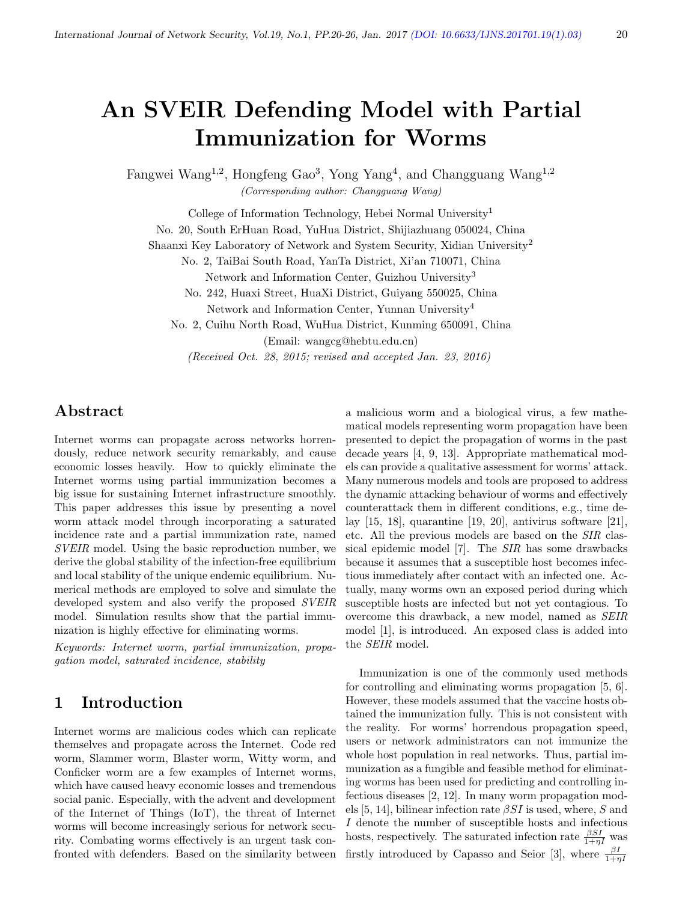# An SVEIR Defending Model with Partial Immunization for Worms

Fangwei Wang[1,2], Hongfeng Gao[3], Yong Yang[4], and Changguang Wang[1,2]

*(Corresponding author: Changguang Wang)*

College of Information Technology, Hebei Normal University[1]

No. 20, South ErHuan Road, YuHua District, Shijiazhuang 050024, China

Shaanxi Key Laboratory of Network and System Security, Xidian University[2]

No. 2, TaiBai South Road, YanTa District, Xi'an 710071, China

Network and Information Center, Guizhou University[3]

No. 242, Huaxi Street, HuaXi District, Guiyang 550025, China

Network and Information Center, Yunnan University[4]

No. 2, Cuihu North Road, WuHua District, Kunming 650091, China

(Email: wangcg@hebtu.edu.cn)

*(Received Oct. 28, 2015; revised and accepted Jan. 23, 2016)*

## Abstract

Internet worms can propagate across networks horrendously, reduce network security remarkably, and cause economic losses heavily. How to quickly eliminate the Internet worms using partial immunization becomes a big issue for sustaining Internet infrastructure smoothly. This paper addresses this issue by presenting a novel worm attack model through incorporating a saturated incidence rate and a partial immunization rate, named *SVEIR* model. Using the basic reproduction number, we derive the global stability of the infection-free equilibrium and local stability of the unique endemic equilibrium. Numerical methods are employed to solve and simulate the developed system and also verify the proposed *SVEIR* model. Simulation results show that the partial immunization is highly effective for eliminating worms.

*Keywords: Internet worm, partial immunization, propagation model, saturated incidence, stability*

## 1 Introduction

Internet worms are malicious codes which can replicate themselves and propagate across the Internet. Code red worm, Slammer worm, Blaster worm, Witty worm, and Conficker worm are a few examples of Internet worms, which have caused heavy economic losses and tremendous social panic. Especially, with the advent and development of the Internet of Things (IoT), the threat of Internet worms will become increasingly serious for network security. Combating worms effectively is an urgent task confronted with defenders. Based on the similarity between a malicious worm and a biological virus, a few mathematical models representing worm propagation have been presented to depict the propagation of worms in the past decade years [4, 9, 13]. Appropriate mathematical models can provide a qualitative assessment for worms' attack. Many numerous models and tools are proposed to address the dynamic attacking behaviour of worms and effectively counterattack them in different conditions, e.g., time delay [15, 18], quarantine [19, 20], antivirus software [21], etc. All the previous models are based on the *SIR* classical epidemic model [7]. The *SIR* has some drawbacks because it assumes that a susceptible host becomes infectious immediately after contact with an infected one. Actually, many worms own an exposed period during which susceptible hosts are infected but not yet contagious. To overcome this drawback, a new model, named as *SEIR* model [1], is introduced. An exposed class is added into the *SEIR* model.

Immunization is one of the commonly used methods for controlling and eliminating worms propagation [5, 6]. However, these models assumed that the vaccine hosts obtained the immunization fully. This is not consistent with the reality. For worms' horrendous propagation speed, users or network administrators can not immunize the whole host population in real networks. Thus, partial immunization as a fungible and feasible method for eliminating worms has been used for predicting and controlling infectious diseases [2, 12]. In many worm propagation models [5, 14], bilinear infection rate $\beta SI$ is used, where, $S$ and $I$ denote the number of susceptible hosts and infectious hosts, respectively. The saturated infection rate $\frac{\beta SI}{1+\eta I}$ was firstly introduced by Capasso and Seior [3], where $\frac{\beta I}{1+\eta I}$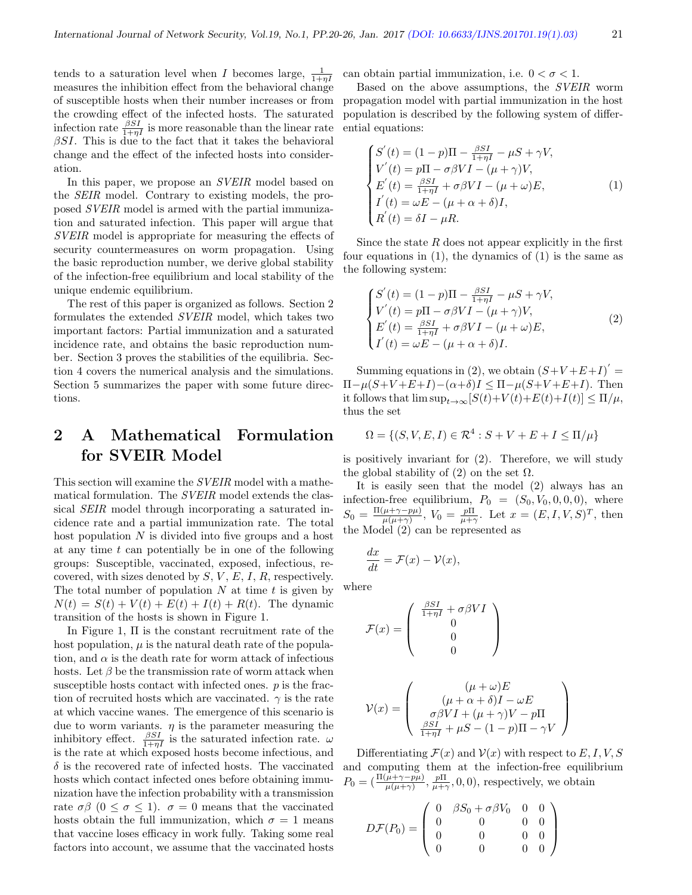tends to a saturation level when $I$ becomes large, $\frac{1}{1+\eta I}$ measures the inhibition effect from the behavioral change of susceptible hosts when their number increases or from the crowding effect of the infected hosts. The saturated infection rate $\frac{\beta SI}{1+\eta I}$ is more reasonable than the linear rate $\beta SI$. This is due to the fact that it takes the behavioral change and the effect of the infected hosts into consideration.

In this paper, we propose an *SVEIR* model based on the *SEIR* model. Contrary to existing models, the proposed *SVEIR* model is armed with the partial immunization and saturated infection. This paper will argue that *SVEIR* model is appropriate for measuring the effects of security countermeasures on worm propagation. Using the basic reproduction number, we derive global stability of the infection-free equilibrium and local stability of the unique endemic equilibrium.

The rest of this paper is organized as follows. Section 2 formulates the extended *SVEIR* model, which takes two important factors: Partial immunization and a saturated incidence rate, and obtains the basic reproduction number. Section 3 proves the stabilities of the equilibria. Section 4 covers the numerical analysis and the simulations. Section 5 summarizes the paper with some future directions.

## 2 A Mathematical Formulation for SVEIR Model

This section will examine the *SVEIR* model with a mathematical formulation. The *SVEIR* model extends the classical *SEIR* model through incorporating a saturated incidence rate and a partial immunization rate. The total host population $N$ is divided into five groups and a host at any time $t$ can potentially be in one of the following groups: Susceptible, vaccinated, exposed, infectious, recovered, with sizes denoted by $S$, $V$, $E$, $I$, $R$, respectively. The total number of population $N$ at time $t$ is given by $N(t) = S(t) + V(t) + E(t) + I(t) + R(t)$. The dynamic transition of the hosts is shown in Figure 1.

In Figure 1, $\Pi$ is the constant recruitment rate of the host population, $\mu$ is the natural death rate of the population, and $\alpha$ is the death rate for worm attack of infectious hosts. Let $\beta$ be the transmission rate of worm attack when susceptible hosts contact with infected ones. $p$ is the fraction of recruited hosts which are vaccinated. $\gamma$ is the rate at which vaccine wanes. The emergence of this scenario is due to worm variants. $\eta$ is the parameter measuring the inhibitory effect. $\frac{\beta SI}{1+\eta I}$ is the saturated infection rate. $\omega$ is the rate at which exposed hosts become infectious, and $\delta$ is the recovered rate of infected hosts. The vaccinated hosts which contact infected ones before obtaining immunization have the infection probability with a transmission rate $\sigma\beta$ $(0 \le \sigma \le 1)$. $\sigma = 0$ means that the vaccinated hosts obtain the full immunization, which $\sigma = 1$ means that vaccine loses efficacy in work fully. Taking some real factors into account, we assume that the vaccinated hosts can obtain partial immunization, i.e. $0 < \sigma < 1$.

Based on the above assumptions, the *SVEIR* worm propagation model with partial immunization in the host population is described by the following system of differential equations:

$$
\begin{cases}
S'(t) = (1-p)\Pi - \frac{\beta SI}{1+\eta I} - \mu S + \gamma V, \\
V'(t) = p\Pi - \sigma\beta VI - (\mu+\gamma)V, \\
E'(t) = \frac{\beta SI}{1+\eta I} + \sigma\beta VI - (\mu+\omega)E, \\
I'(t) = \omega E - (\mu+\alpha+\delta)I, \\
R'(t) = \delta I - \mu R.
\end{cases}
\tag{1}
$$

Since the state $R$ does not appear explicitly in the first four equations in (1), the dynamics of (1) is the same as the following system:

$$
\begin{cases}
S'(t) = (1-p)\Pi - \frac{\beta SI}{1+\eta I} - \mu S + \gamma V, \\
V'(t) = p\Pi - \sigma\beta VI - (\mu+\gamma)V, \\
E'(t) = \frac{\beta SI}{1+\eta I} + \sigma\beta VI - (\mu+\omega)E, \\
I'(t) = \omega E - (\mu+\alpha+\delta)I.
\end{cases}
\tag{2}
$$

Summing equations in (2), we obtain $(S+V+E+I)' = \Pi - \mu(S+V+E+I) - (\alpha+\delta)I \le \Pi - \mu(S+V+E+I)$. Then it follows that $\limsup_{t\to\infty}[S(t)+V(t)+E(t)+I(t)] \le \Pi/\mu$, thus the set

$$
\Omega = \{(S,V,E,I) \in \mathcal{R}^4 : S+V+E+I \le \Pi/\mu\}
$$

is positively invariant for (2). Therefore, we will study the global stability of (2) on the set $\Omega$.

It is easily seen that the model (2) always has an infection-free equilibrium, $P_0 = (S_0, V_0, 0, 0, 0)$, where $S_0 = \frac{\Pi(\mu+\gamma-p\mu)}{\mu(\mu+\gamma)}$, $V_0 = \frac{p\Pi}{\mu+\gamma}$. Let $x = (E, I, V, S)^T$, then the Model (2) can be represented as

$$
\frac{dx}{dt} = \mathcal{F}(x) - \mathcal{V}(x),
$$

where

$$
\mathcal{F}(x) = \begin{pmatrix} \frac{\beta SI}{1+\eta I} + \sigma\beta VI \\ 0 \\ 0 \\ 0 \end{pmatrix}
$$

$$
\mathcal{V}(x) = \begin{pmatrix} (\mu+\omega)E \\ (\mu+\alpha+\delta)I - \omega E \\ \sigma\beta VI + (\mu+\gamma)V - p\Pi \\ \frac{\beta SI}{1+\eta I} + \mu S - (1-p)\Pi - \gamma V \end{pmatrix}
$$

Differentiating $\mathcal{F}(x)$ and $\mathcal{V}(x)$ with respect to $E, I, V, S$ and computing them at the infection-free equilibrium $P_0 = (\frac{\Pi(\mu+\gamma-p\mu)}{\mu(\mu+\gamma)}, \frac{p\Pi}{\mu+\gamma}, 0, 0)$, respectively, we obtain

$$
D\mathcal{F}(P_0) = \begin{pmatrix} 0 & \beta S_0 + \sigma\beta V_0 & 0 & 0 \\ 0 & 0 & 0 & 0 \\ 0 & 0 & 0 & 0 \\ 0 & 0 & 0 & 0 \end{pmatrix}
$$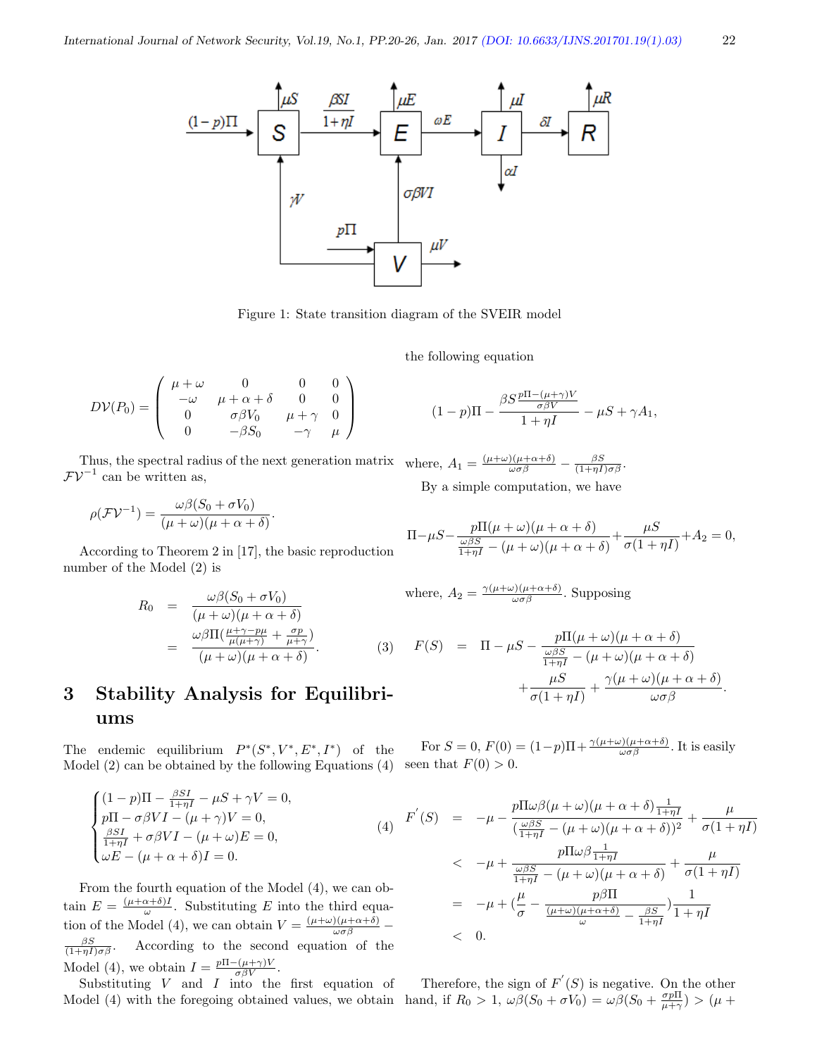Figure 1: State transition diagram of the SVEIR model

$$DV(P_0) = \begin{pmatrix} \mu+\omega & 0 & 0 & 0 \\ -\omega & \mu+\alpha+\delta & 0 & 0 \\ 0 & \sigma\beta V_0 & \mu+\gamma & 0 \\ 0 & -\beta S_0 & -\gamma & \mu \end{pmatrix}$$

Thus, the spectral radius of the next generation matrix $\mathcal{F}\mathcal{V}^{-1}$ can be written as,

$$\rho(\mathcal{F}\mathcal{V}^{-1}) = \frac{\omega\beta(S_0+\sigma V_0)}{(\mu+\omega)(\mu+\alpha+\delta)}.$$

According to Theorem 2 in [17], the basic reproduction number of the Model (2) is

$$\begin{aligned} R_0 &= \frac{\omega\beta(S_0+\sigma V_0)}{(\mu+\omega)(\mu+\alpha+\delta)} \\ &= \frac{\omega\beta\Pi(\frac{\mu+\gamma-p\mu}{\mu(\mu+\gamma)}+\frac{\sigma p}{\mu+\gamma})}{(\mu+\omega)(\mu+\alpha+\delta)}. \end{aligned} \quad (3)$$

## 3 Stability Analysis for Equilibriums

The endemic equilibrium $P^*(S^*, V^*, E^*, I^*)$ of the Model (2) can be obtained by the following Equations (4)

$$\begin{cases} (1-p)\Pi - \frac{\beta SI}{1+\eta I} - \mu S + \gamma V = 0, \\ p\Pi - \sigma\beta VI - (\mu+\gamma)V = 0, \\ \frac{\beta SI}{1+\eta I} + \sigma\beta VI - (\mu+\omega)E = 0, \\ \omega E - (\mu+\alpha+\delta)I = 0. \end{cases} \quad (4)$$

From the fourth equation of the Model (4), we can obtain $E = \frac{(\mu+\alpha+\delta)I}{\omega}$. Substituting $E$ into the third equation of the Model (4), we can obtain $V = \frac{(\mu+\omega)(\mu+\alpha+\delta)}{\omega\sigma\beta} - \frac{\beta S}{(1+\eta I)\sigma\beta}$. According to the second equation of the Model (4), we obtain $I = \frac{p\Pi-(\mu+\gamma)V}{\sigma\beta V}$.

Substituting $V$ and $I$ into the first equation of Model (4) with the foregoing obtained values, we obtain the following equation

$$(1-p)\Pi - \frac{\beta S\frac{p\Pi-(\mu+\gamma)V}{\sigma\beta V}}{1+\eta I} - \mu S + \gamma A_1,$$

where, $A_1 = \frac{(\mu+\omega)(\mu+\alpha+\delta)}{\omega\sigma\beta} - \frac{\beta S}{(1+\eta I)\sigma\beta}$.

By a simple computation, we have

$$\Pi - \mu S - \frac{p\Pi(\mu+\omega)(\mu+\alpha+\delta)}{\frac{\omega\beta S}{1+\eta I} - (\mu+\omega)(\mu+\alpha+\delta)} + \frac{\mu S}{\sigma(1+\eta I)} + A_2 = 0,$$

where, $A_2 = \frac{\gamma(\mu+\omega)(\mu+\alpha+\delta)}{\omega\sigma\beta}$. Supposing

$$\begin{aligned} F(S) &= \Pi - \mu S - \frac{p\Pi(\mu+\omega)(\mu+\alpha+\delta)}{\frac{\omega\beta S}{1+\eta I} - (\mu+\omega)(\mu+\alpha+\delta)} \\ &\quad + \frac{\mu S}{\sigma(1+\eta I)} + \frac{\gamma(\mu+\omega)(\mu+\alpha+\delta)}{\omega\sigma\beta}. \end{aligned}$$

For $S = 0$, $F(0) = (1-p)\Pi + \frac{\gamma(\mu+\omega)(\mu+\alpha+\delta)}{\omega\sigma\beta}$. It is easily seen that $F(0) > 0$.

$$\begin{aligned} F'(S) &= -\mu - \frac{p\Pi\omega\beta(\mu+\omega)(\mu+\alpha+\delta)\frac{1}{1+\eta I}}{(\frac{\omega\beta S}{1+\eta I} - (\mu+\omega)(\mu+\alpha+\delta))^2} + \frac{\mu}{\sigma(1+\eta I)} \\ &< -\mu + \frac{p\Pi\omega\beta\frac{1}{1+\eta I}}{\frac{\omega\beta S}{1+\eta I} - (\mu+\omega)(\mu+\alpha+\delta)} + \frac{\mu}{\sigma(1+\eta I)} \\ &= -\mu + (\frac{\mu}{\sigma} - \frac{p\beta\Pi}{\frac{(\mu+\omega)(\mu+\alpha+\delta)}{\omega} - \frac{\beta S}{1+\eta I}})\frac{1}{1+\eta I} \\ &< 0. \end{aligned}$$

Therefore, the sign of $F'(S)$ is negative. On the other hand, if $R_0 > 1$, $\omega\beta(S_0 + \sigma V_0) = \omega\beta(S_0 + \frac{\sigma p\Pi}{\mu+\gamma}) > (\mu +$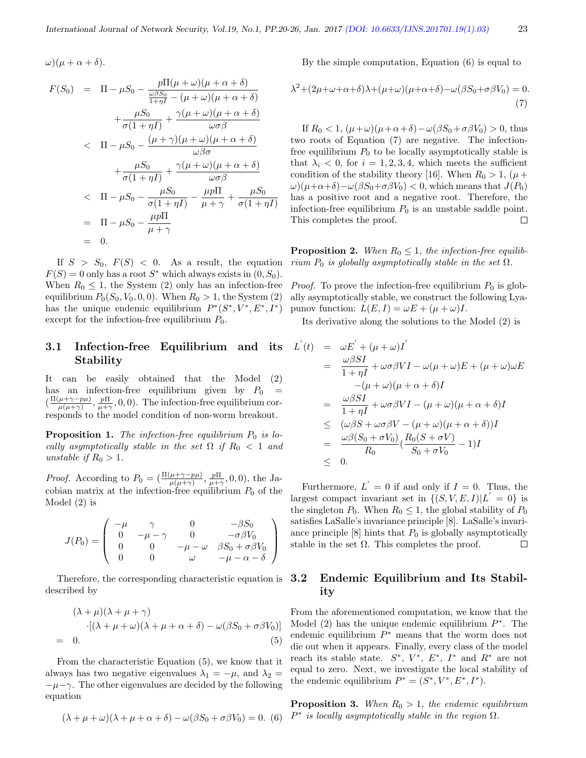$\omega)(\mu+\alpha+\delta)$.

$$
\begin{aligned}
F(S_0) &= \Pi - \mu S_0 - \frac{p\Pi(\mu+\omega)(\mu+\alpha+\delta)}{\frac{\omega\beta S_0}{1+\eta I} - (\mu+\omega)(\mu+\alpha+\delta)} \\
&\quad + \frac{\mu S_0}{\sigma(1+\eta I)} + \frac{\gamma(\mu+\omega)(\mu+\alpha+\delta)}{\omega\sigma\beta} \\
&< \Pi - \mu S_0 - \frac{(\mu+\gamma)(\mu+\omega)(\mu+\alpha+\delta)}{\omega\beta\sigma} \\
&\quad + \frac{\mu S_0}{\sigma(1+\eta I)} + \frac{\gamma(\mu+\omega)(\mu+\alpha+\delta)}{\omega\sigma\beta} \\
&< \Pi - \mu S_0 - \frac{\mu S_0}{\sigma(1+\eta I)} - \frac{\mu p\Pi}{\mu+\gamma} + \frac{\mu S_0}{\sigma(1+\eta I)} \\
&= \Pi - \mu S_0 - \frac{\mu p\Pi}{\mu+\gamma} \\
&= 0.
\end{aligned}
$$

If $S > S_0$, $F(S) < 0$. As a result, the equation $F(S) = 0$ only has a root $S^*$ which always exists in $(0, S_0)$. When $R_0 \le 1$, the System (2) only has an infection-free equilibrium $P_0(S_0, V_0, 0, 0)$. When $R_0 > 1$, the System (2) has the unique endemic equilibrium $P^*(S^*, V^*, E^*, I^*)$ except for the infection-free equilibrium $P_0$.

### 3.1 Infection-free Equilibrium and its Stability

It can be easily obtained that the Model (2) has an infection-free equilibrium given by $P_0 = (\frac{\Pi(\mu+\gamma-p\mu)}{\mu(\mu+\gamma)}, \frac{p\Pi}{\mu+\gamma}, 0, 0)$. The infection-free equilibrium corresponds to the model condition of non-worm breakout.

**Proposition 1.** *The infection-free equilibrium $P_0$ is locally asymptotically stable in the set $\Omega$ if $R_0 < 1$ and unstable if $R_0 > 1$.*

*Proof.* According to $P_0 = (\frac{\Pi(\mu+\gamma-p\mu)}{\mu(\mu+\gamma)}, \frac{p\Pi}{\mu+\gamma}, 0, 0)$, the Jacobian matrix at the infection-free equilibrium $P_0$ of the Model (2) is

$$
J(P_0) = \begin{pmatrix} -\mu & \gamma & 0 & -\beta S_0 \\ 0 & -\mu-\gamma & 0 & -\sigma\beta V_0 \\ 0 & 0 & -\mu-\omega & \beta S_0 + \sigma\beta V_0 \\ 0 & 0 & \omega & -\mu-\alpha-\delta \end{pmatrix}
$$

Therefore, the corresponding characteristic equation is described by

$$
\begin{aligned}
&(\lambda+\mu)(\lambda+\mu+\gamma) \\
&\quad \cdot[(\lambda+\mu+\omega)(\lambda+\mu+\alpha+\delta) - \omega(\beta S_0 + \sigma\beta V_0)] \\
&= 0. \qquad (5)
\end{aligned}
$$

From the characteristic Equation (5), we know that it always has two negative eigenvalues $\lambda_1 = -\mu$, and $\lambda_2 = -\mu-\gamma$. The other eigenvalues are decided by the following equation

$$
(\lambda+\mu+\omega)(\lambda+\mu+\alpha+\delta) - \omega(\beta S_0 + \sigma\beta V_0) = 0. \quad (6)
$$

By the simple computation, Equation (6) is equal to

$$
\lambda^2 + (2\mu+\omega+\alpha+\delta)\lambda + (\mu+\omega)(\mu+\alpha+\delta) - \omega(\beta S_0 + \sigma\beta V_0) = 0. \quad (7)
$$

If $R_0 < 1$, $(\mu+\omega)(\mu+\alpha+\delta) - \omega(\beta S_0 + \sigma\beta V_0) > 0$, thus two roots of Equation (7) are negative. The infection-free equilibrium $P_0$ to be locally asymptotically stable is that $\lambda_i < 0$, for $i = 1, 2, 3, 4$, which meets the sufficient condition of the stability theory [16]. When $R_0 > 1$, $(\mu+\omega)(\mu+\alpha+\delta) - \omega(\beta S_0 + \sigma\beta V_0) < 0$, which means that $J(P_0)$ has a positive root and a negative root. Therefore, the infection-free equilibrium $P_0$ is an unstable saddle point. This completes the proof. □

**Proposition 2.** *When $R_0 \le 1$, the infection-free equilibrium $P_0$ is globally asymptotically stable in the set $\Omega$.*

*Proof.* To prove the infection-free equilibrium $P_0$ is globally asymptotically stable, we construct the following Lyapunov function: $L(E, I) = \omega E + (\mu+\omega)I$.

Its derivative along the solutions to the Model (2) is

$$
\begin{aligned}
L'(t) &= \omega E' + (\mu+\omega)I' \\
&= \frac{\omega\beta SI}{1+\eta I} + \omega\sigma\beta VI - \omega(\mu+\omega)E + (\mu+\omega)\omega E \\
&\quad -(\mu+\omega)(\mu+\alpha+\delta)I \\
&= \frac{\omega\beta SI}{1+\eta I} + \omega\sigma\beta VI - (\mu+\omega)(\mu+\alpha+\delta)I \\
&\le (\omega\beta S + \omega\sigma\beta V - (\mu+\omega)(\mu+\alpha+\delta))I \\
&= \frac{\omega\beta(S_0+\sigma V_0)}{R_0}\left(\frac{R_0(S+\sigma V)}{S_0+\sigma V_0} - 1\right)I \\
&\le 0.
\end{aligned}
$$

Furthermore, $L' = 0$ if and only if $I = 0$. Thus, the largest compact invariant set in $\{(S, V, E, I) | L' = 0\}$ is the singleton $P_0$. When $R_0 \le 1$, the global stability of $P_0$ satisfies LaSalle's invariance principle [8]. LaSalle's invariance principle [8] hints that $P_0$ is globally asymptotically stable in the set $\Omega$. This completes the proof. □

### 3.2 Endemic Equilibrium and Its Stability

From the aforementioned computation, we know that the Model (2) has the unique endemic equilibrium $P^*$. The endemic equilibrium $P^*$ means that the worm does not die out when it appears. Finally, every class of the model reach its stable state. $S^*$, $V^*$, $E^*$, $I^*$ and $R^*$ are not equal to zero. Next, we investigate the local stability of the endemic equilibrium $P^* = (S^*, V^*, E^*, I^*)$.

**Proposition 3.** *When $R_0 > 1$, the endemic equilibrium $P^*$ is locally asymptotically stable in the region $\Omega$.*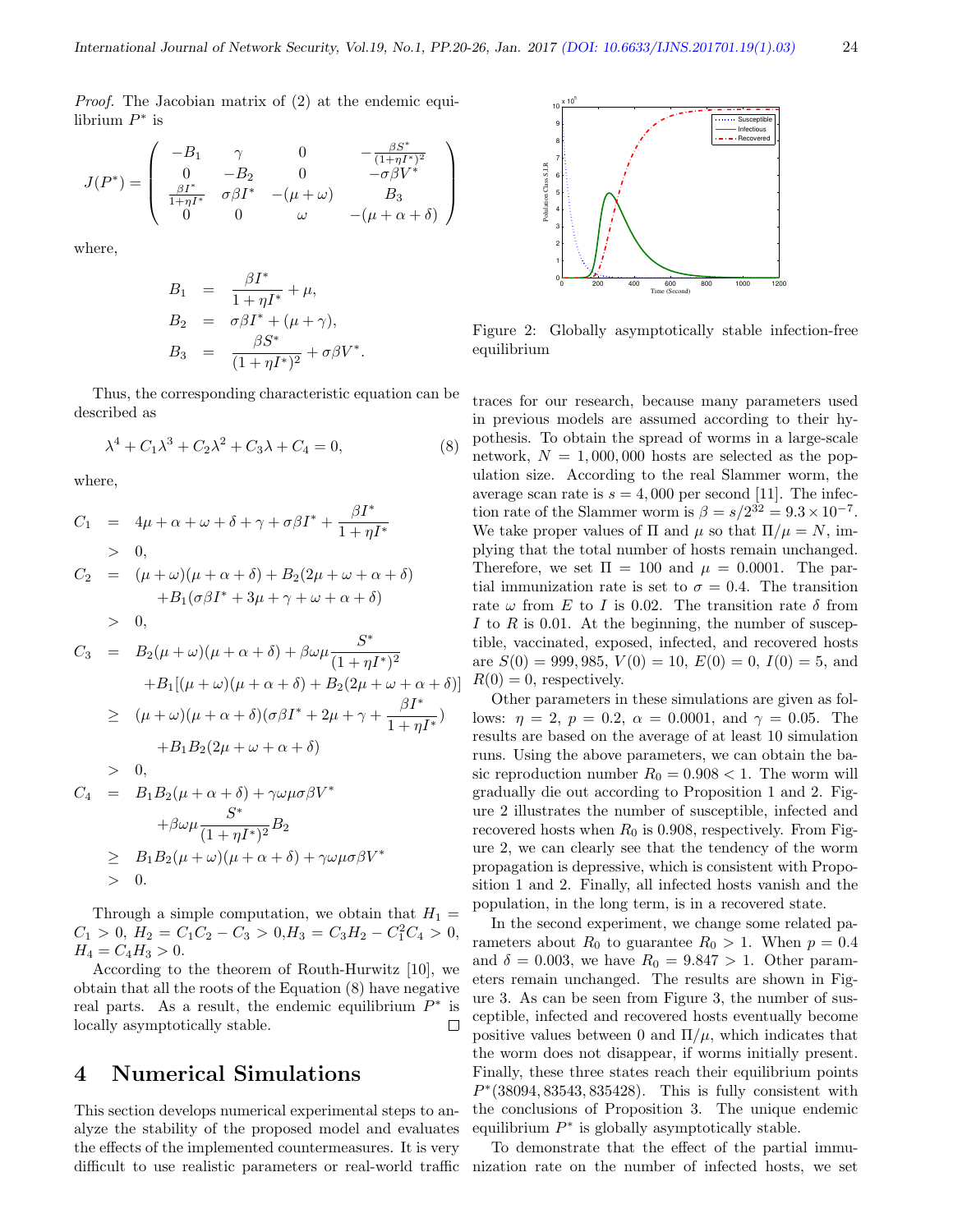*Proof.* The Jacobian matrix of (2) at the endemic equilibrium $P^*$ is

$$J(P^*) = \begin{pmatrix} -B_1 & \gamma & 0 & -\frac{\beta S^*}{(1+\eta I^*)^2} \\ 0 & -B_2 & 0 & -\sigma\beta V^* \\ \frac{\beta I^*}{1+\eta I^*} & \sigma\beta I^* & -(\mu+\omega) & B_3 \\ 0 & 0 & \omega & -(\mu+\alpha+\delta) \end{pmatrix}$$

where,

$$\begin{aligned} B_1 &= \frac{\beta I^*}{1+\eta I^*} + \mu, \\ B_2 &= \sigma\beta I^* + (\mu+\gamma), \\ B_3 &= \frac{\beta S^*}{(1+\eta I^*)^2} + \sigma\beta V^*. \end{aligned}$$

Thus, the corresponding characteristic equation can be described as

$$\lambda^4 + C_1\lambda^3 + C_2\lambda^2 + C_3\lambda + C_4 = 0, \tag{8}$$

where,

$$\begin{aligned} C_1 &= 4\mu + \alpha + \omega + \delta + \gamma + \sigma\beta I^* + \frac{\beta I^*}{1+\eta I^*} \\ &> 0, \\ C_2 &= (\mu+\omega)(\mu+\alpha+\delta) + B_2(2\mu+\omega+\alpha+\delta) \\ &\quad + B_1(\sigma\beta I^* + 3\mu + \gamma + \omega + \alpha + \delta) \\ &> 0, \\ C_3 &= B_2(\mu+\omega)(\mu+\alpha+\delta) + \beta\omega\mu\frac{S^*}{(1+\eta I^*)^2} \\ &\quad + B_1[(\mu+\omega)(\mu+\alpha+\delta) + B_2(2\mu+\omega+\alpha+\delta)] \\ &\geq (\mu+\omega)(\mu+\alpha+\delta)(\sigma\beta I^* + 2\mu + \gamma + \frac{\beta I^*}{1+\eta I^*}) \\ &\quad + B_1B_2(2\mu+\omega+\alpha+\delta) \\ &> 0, \\ C_4 &= B_1B_2(\mu+\alpha+\delta) + \gamma\omega\mu\sigma\beta V^* \\ &\quad + \beta\omega\mu\frac{S^*}{(1+\eta I^*)^2}B_2 \\ &\geq B_1B_2(\mu+\omega)(\mu+\alpha+\delta) + \gamma\omega\mu\sigma\beta V^* \\ &> 0. \end{aligned}$$

Through a simple computation, we obtain that $H_1 = C_1 > 0$, $H_2 = C_1C_2 - C_3 > 0$, $H_3 = C_3H_2 - C_1^2C_4 > 0$, $H_4 = C_4H_3 > 0$.

According to the theorem of Routh-Hurwitz [10], we obtain that all the roots of the Equation (8) have negative real parts. As a result, the endemic equilibrium $P^*$ is locally asymptotically stable. ∎

## 4 Numerical Simulations

This section develops numerical experimental steps to analyze the stability of the proposed model and evaluates the effects of the implemented countermeasures. It is very difficult to use realistic parameters or real-world traffic traces for our research, because many parameters used in previous models are assumed according to their hypothesis. To obtain the spread of worms in a large-scale network, $N = 1,000,000$ hosts are selected as the population size. According to the real Slammer worm, the average scan rate is $s = 4,000$ per second [11]. The infection rate of the Slammer worm is $\beta = s/2^{32} = 9.3 \times 10^{-7}$. We take proper values of $\Pi$ and $\mu$ so that $\Pi/\mu = N$, implying that the total number of hosts remain unchanged. Therefore, we set $\Pi = 100$ and $\mu = 0.0001$. The partial immunization rate is set to $\sigma = 0.4$. The transition rate $\omega$ from $E$ to $I$ is 0.02. The transition rate $\delta$ from $I$ to $R$ is 0.01. At the beginning, the number of susceptible, vaccinated, exposed, infected, and recovered hosts are $S(0) = 999,985$, $V(0) = 10$, $E(0) = 0$, $I(0) = 5$, and $R(0) = 0$, respectively.

Figure 2: Globally asymptotically stable infection-free equilibrium

Other parameters in these simulations are given as follows: $\eta = 2$, $p = 0.2$, $\alpha = 0.0001$, and $\gamma = 0.05$. The results are based on the average of at least 10 simulation runs. Using the above parameters, we can obtain the basic reproduction number $R_0 = 0.908 < 1$. The worm will gradually die out according to Proposition 1 and 2. Figure 2 illustrates the number of susceptible, infected and recovered hosts when $R_0$ is 0.908, respectively. From Figure 2, we can clearly see that the tendency of the worm propagation is depressive, which is consistent with Proposition 1 and 2. Finally, all infected hosts vanish and the population, in the long term, is in a recovered state.

In the second experiment, we change some related parameters about $R_0$ to guarantee $R_0 > 1$. When $p = 0.4$ and $\delta = 0.003$, we have $R_0 = 9.847 > 1$. Other parameters remain unchanged. The results are shown in Figure 3. As can be seen from Figure 3, the number of susceptible, infected and recovered hosts eventually become positive values between 0 and $\Pi/\mu$, which indicates that the worm does not disappear, if worms initially present. Finally, these three states reach their equilibrium points $P^*(38094, 83543, 835428)$. This is fully consistent with the conclusions of Proposition 3. The unique endemic equilibrium $P^*$ is globally asymptotically stable.

To demonstrate that the effect of the partial immunization rate on the number of infected hosts, we set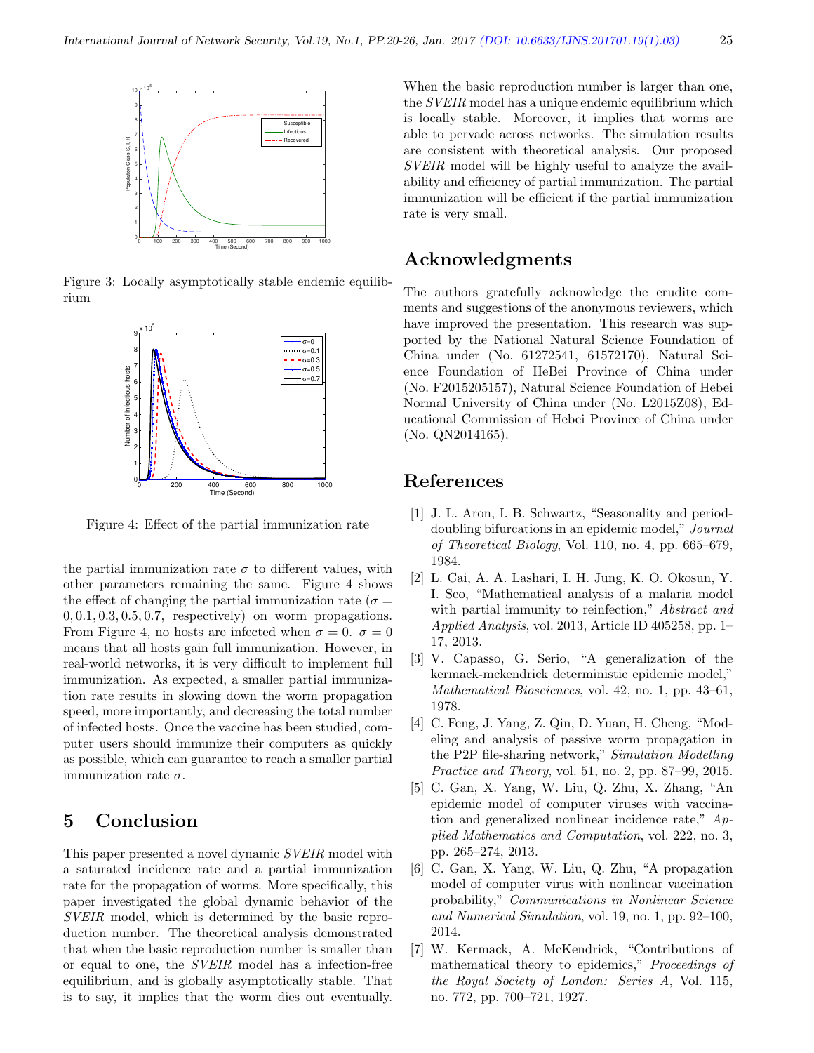Figure 3: Locally asymptotically stable endemic equilibrium

Figure 4: Effect of the partial immunization rate

the partial immunization rate $\sigma$ to different values, with other parameters remaining the same. Figure 4 shows the effect of changing the partial immunization rate ($\sigma = 0, 0.1, 0.3, 0.5, 0.7$, respectively) on worm propagations. From Figure 4, no hosts are infected when $\sigma = 0$. $\sigma = 0$ means that all hosts gain full immunization. However, in real-world networks, it is very difficult to implement full immunization. As expected, a smaller partial immunization rate results in slowing down the worm propagation speed, more importantly, and decreasing the total number of infected hosts. Once the vaccine has been studied, computer users should immunize their computers as quickly as possible, which can guarantee to reach a smaller partial immunization rate $\sigma$.

## 5 Conclusion

This paper presented a novel dynamic *SVEIR* model with a saturated incidence rate and a partial immunization rate for the propagation of worms. More specifically, this paper investigated the global dynamic behavior of the *SVEIR* model, which is determined by the basic reproduction number. The theoretical analysis demonstrated that when the basic reproduction number is smaller than or equal to one, the *SVEIR* model has a infection-free equilibrium, and is globally asymptotically stable. That is to say, it implies that the worm dies out eventually. When the basic reproduction number is larger than one, the *SVEIR* model has a unique endemic equilibrium which is locally stable. Moreover, it implies that worms are able to pervade across networks. The simulation results are consistent with theoretical analysis. Our proposed *SVEIR* model will be highly useful to analyze the availability and efficiency of partial immunization. The partial immunization will be efficient if the partial immunization rate is very small.

## Acknowledgments

The authors gratefully acknowledge the erudite comments and suggestions of the anonymous reviewers, which have improved the presentation. This research was supported by the National Natural Science Foundation of China under (No. 61272541, 61572170), Natural Science Foundation of HeBei Province of China under (No. F2015205157), Natural Science Foundation of Hebei Normal University of China under (No. L2015Z08), Educational Commission of Hebei Province of China under (No. QN2014165).

## References

[1] J. L. Aron, I. B. Schwartz, "Seasonality and period-doubling bifurcations in an epidemic model," *Journal of Theoretical Biology*, Vol. 110, no. 4, pp. 665–679, 1984.

[2] L. Cai, A. A. Lashari, I. H. Jung, K. O. Okosun, Y. I. Seo, "Mathematical analysis of a malaria model with partial immunity to reinfection," *Abstract and Applied Analysis*, vol. 2013, Article ID 405258, pp. 1–17, 2013.

[3] V. Capasso, G. Serio, "A generalization of the kermack-mckendrick deterministic epidemic model," *Mathematical Biosciences*, vol. 42, no. 1, pp. 43–61, 1978.

[4] C. Feng, J. Yang, Z. Qin, D. Yuan, H. Cheng, "Modeling and analysis of passive worm propagation in the P2P file-sharing network," *Simulation Modelling Practice and Theory*, vol. 51, no. 2, pp. 87–99, 2015.

[5] C. Gan, X. Yang, W. Liu, Q. Zhu, X. Zhang, "An epidemic model of computer viruses with vaccination and generalized nonlinear incidence rate," *Applied Mathematics and Computation*, vol. 222, no. 3, pp. 265–274, 2013.

[6] C. Gan, X. Yang, W. Liu, Q. Zhu, "A propagation model of computer virus with nonlinear vaccination probability," *Communications in Nonlinear Science and Numerical Simulation*, vol. 19, no. 1, pp. 92–100, 2014.

[7] W. Kermack, A. McKendrick, "Contributions of mathematical theory to epidemics," *Proceedings of the Royal Society of London: Series A*, Vol. 115, no. 772, pp. 700–721, 1927.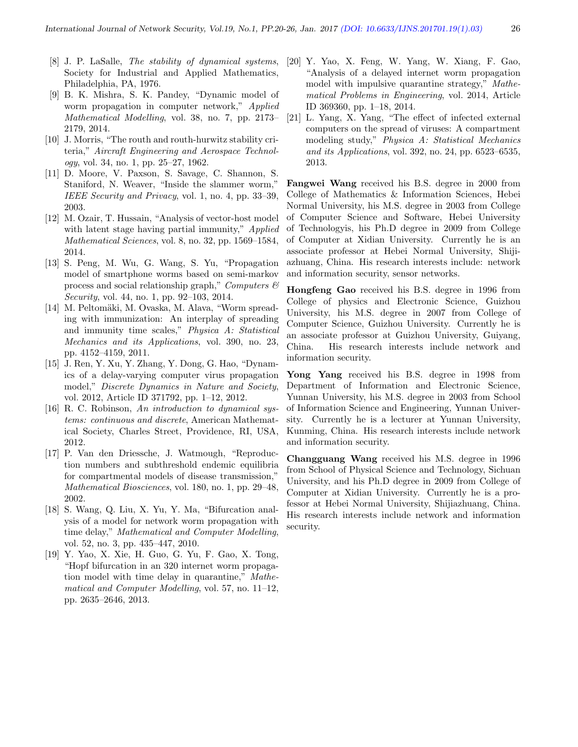[8] J. P. LaSalle, *The stability of dynamical systems*, Society for Industrial and Applied Mathematics, Philadelphia, PA, 1976.

[9] B. K. Mishra, S. K. Pandey, "Dynamic model of worm propagation in computer network," *Applied Mathematical Modelling*, vol. 38, no. 7, pp. 2173–2179, 2014.

[10] J. Morris, "The routh and routh-hurwitz stability criteria," *Aircraft Engineering and Aerospace Technology*, vol. 34, no. 1, pp. 25–27, 1962.

[11] D. Moore, V. Paxson, S. Savage, C. Shannon, S. Staniford, N. Weaver, "Inside the slammer worm," *IEEE Security and Privacy*, vol. 1, no. 4, pp. 33–39, 2003.

[12] M. Ozair, T. Hussain, "Analysis of vector-host model with latent stage having partial immunity," *Applied Mathematical Sciences*, vol. 8, no. 32, pp. 1569–1584, 2014.

[13] S. Peng, M. Wu, G. Wang, S. Yu, "Propagation model of smartphone worms based on semi-markov process and social relationship graph," *Computers & Security*, vol. 44, no. 1, pp. 92–103, 2014.

[14] M. Peltomäki, M. Ovaska, M. Alava, "Worm spreading with immunization: An interplay of spreading and immunity time scales," *Physica A: Statistical Mechanics and its Applications*, vol. 390, no. 23, pp. 4152–4159, 2011.

[15] J. Ren, Y. Xu, Y. Zhang, Y. Dong, G. Hao, "Dynamics of a delay-varying computer virus propagation model," *Discrete Dynamics in Nature and Society*, vol. 2012, Article ID 371792, pp. 1–12, 2012.

[16] R. C. Robinson, *An introduction to dynamical systems: continuous and discrete*, American Mathematical Society, Charles Street, Providence, RI, USA, 2012.

[17] P. Van den Driessche, J. Watmough, "Reproduction numbers and subthreshold endemic equilibria for compartmental models of disease transmission," *Mathematical Biosciences*, vol. 180, no. 1, pp. 29–48, 2002.

[18] S. Wang, Q. Liu, X. Yu, Y. Ma, "Bifurcation analysis of a model for network worm propagation with time delay," *Mathematical and Computer Modelling*, vol. 52, no. 3, pp. 435–447, 2010.

[19] Y. Yao, X. Xie, H. Guo, G. Yu, F. Gao, X. Tong, "Hopf bifurcation in an 320 internet worm propagation model with time delay in quarantine," *Mathematical and Computer Modelling*, vol. 57, no. 11–12, pp. 2635–2646, 2013.

[20] Y. Yao, X. Feng, W. Yang, W. Xiang, F. Gao, "Analysis of a delayed internet worm propagation model with impulsive quarantine strategy," *Mathematical Problems in Engineering*, vol. 2014, Article ID 369360, pp. 1–18, 2014.

[21] L. Yang, X. Yang, "The effect of infected external computers on the spread of viruses: A compartment modeling study," *Physica A: Statistical Mechanics and its Applications*, vol. 392, no. 24, pp. 6523–6535, 2013.

**Fangwei Wang** received his B.S. degree in 2000 from College of Mathematics & Information Sciences, Hebei Normal University, his M.S. degree in 2003 from College of Computer Science and Software, Hebei University of Technologyis, his Ph.D degree in 2009 from College of Computer at Xidian University. Currently he is an associate professor at Hebei Normal University, Shijiazhuang, China. His research interests include: network and information security, sensor networks.

**Hongfeng Gao** received his B.S. degree in 1996 from College of physics and Electronic Science, Guizhou University, his M.S. degree in 2007 from College of Computer Science, Guizhou University. Currently he is an associate professor at Guizhou University, Guiyang, China. His research interests include network and information security.

**Yong Yang** received his B.S. degree in 1998 from Department of Information and Electronic Science, Yunnan University, his M.S. degree in 2003 from School of Information Science and Engineering, Yunnan University. Currently he is a lecturer at Yunnan University, Kunming, China. His research interests include network and information security.

**Changguang Wang** received his M.S. degree in 1996 from School of Physical Science and Technology, Sichuan University, and his Ph.D degree in 2009 from College of Computer at Xidian University. Currently he is a professor at Hebei Normal University, Shijiazhuang, China. His research interests include network and information security.